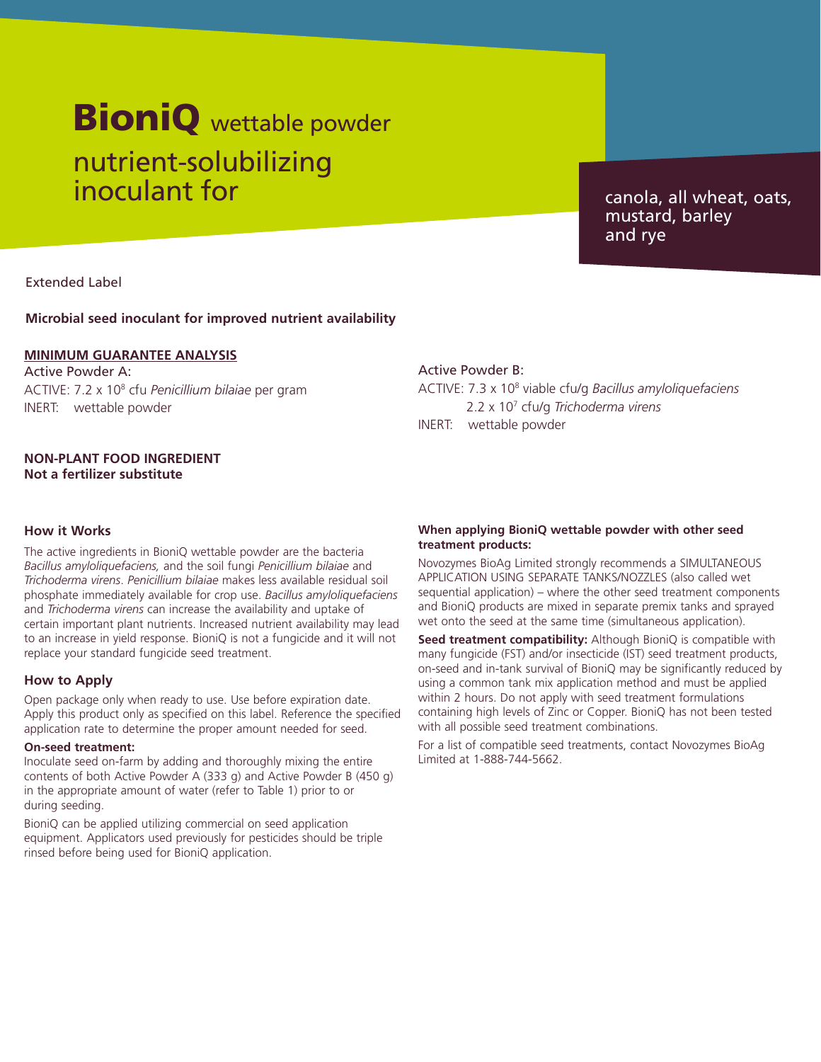# BioniQ wettable powder

## nutrient-solubilizing inoculant for

canola, all wheat, oats, mustard, barley and rye

Extended Label

**Microbial seed inoculant for improved nutrient availability**

**MINIMUM GUARANTEE ANALYSIS**

Active Powder A:

ACTIVE: $7.2 \times 10^8$ cfu *Penicillium bilaiae* per gram

INERT: wettable powder

Active Powder B:

ACTIVE: $7.3 \times 10^8$ viable cfu/g *Bacillus amyloliquefaciens*

$2.2 \times 10^7$ cfu/g *Trichoderma virens*

INERT: wettable powder

**NON-PLANT FOOD INGREDIENT**
**Not a fertilizer substitute**

### How it Works

The active ingredients in BioniQ wettable powder are the bacteria *Bacillus amyloliquefaciens,* and the soil fungi *Penicillium bilaiae* and *Trichoderma virens*. *Penicillium bilaiae* makes less available residual soil phosphate immediately available for crop use. *Bacillus amyloliquefaciens* and *Trichoderma virens* can increase the availability and uptake of certain important plant nutrients. Increased nutrient availability may lead to an increase in yield response. BioniQ is not a fungicide and it will not replace your standard fungicide seed treatment.

### How to Apply

Open package only when ready to use. Use before expiration date. Apply this product only as specified on this label. Reference the specified application rate to determine the proper amount needed for seed.

**On-seed treatment:**

Inoculate seed on-farm by adding and thoroughly mixing the entire contents of both Active Powder A (333 g) and Active Powder B (450 g) in the appropriate amount of water (refer to Table 1) prior to or during seeding.

BioniQ can be applied utilizing commercial on seed application equipment. Applicators used previously for pesticides should be triple rinsed before being used for BioniQ application.

**When applying BioniQ wettable powder with other seed treatment products:**

Novozymes BioAg Limited strongly recommends a SIMULTANEOUS APPLICATION USING SEPARATE TANKS/NOZZLES (also called wet sequential application) – where the other seed treatment components and BioniQ products are mixed in separate premix tanks and sprayed wet onto the seed at the same time (simultaneous application).

**Seed treatment compatibility:** Although BioniQ is compatible with many fungicide (FST) and/or insecticide (IST) seed treatment products, on-seed and in-tank survival of BioniQ may be significantly reduced by using a common tank mix application method and must be applied within 2 hours. Do not apply with seed treatment formulations containing high levels of Zinc or Copper. BioniQ has not been tested with all possible seed treatment combinations.

For a list of compatible seed treatments, contact Novozymes BioAg Limited at 1-888-744-5662.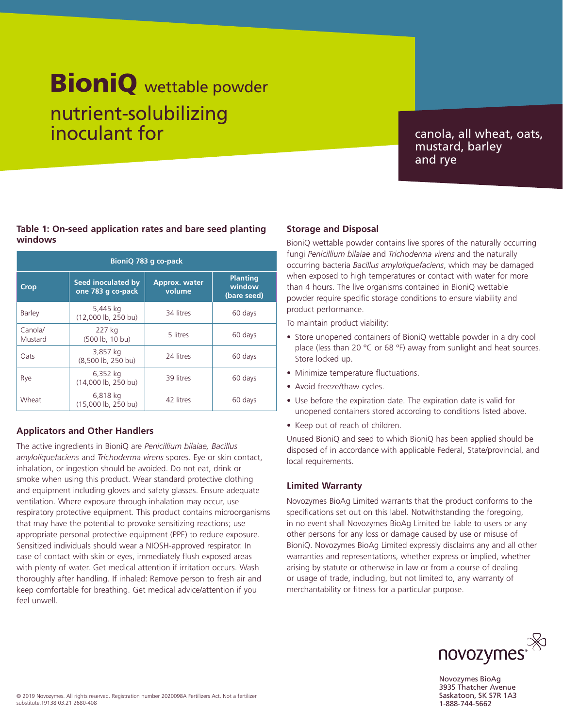# BioniQ wettable powder

## nutrient-solubilizing inoculant for

canola, all wheat, oats, mustard, barley and rye

### Table 1: On-seed application rates and bare seed planting windows

| BioniQ 783 g co-pack | | | |
|---|---|---|---|
| **Crop** | **Seed inoculated by one 783 g co-pack** | **Approx. water volume** | **Planting window (bare seed)** |
| Barley | 5,445 kg (12,000 lb, 250 bu) | 34 litres | 60 days |
| Canola/ Mustard | 227 kg (500 lb, 10 bu) | 5 litres | 60 days |
| Oats | 3,857 kg (8,500 lb, 250 bu) | 24 litres | 60 days |
| Rye | 6,352 kg (14,000 lb, 250 bu) | 39 litres | 60 days |
| Wheat | 6,818 kg (15,000 lb, 250 bu) | 42 litres | 60 days |

### Applicators and Other Handlers

The active ingredients in BioniQ are *Penicillium bilaiae, Bacillus amyloliquefaciens* and *Trichoderma virens* spores. Eye or skin contact, inhalation, or ingestion should be avoided. Do not eat, drink or smoke when using this product. Wear standard protective clothing and equipment including gloves and safety glasses. Ensure adequate ventilation. Where exposure through inhalation may occur, use respiratory protective equipment. This product contains microorganisms that may have the potential to provoke sensitizing reactions; use appropriate personal protective equipment (PPE) to reduce exposure. Sensitized individuals should wear a NIOSH-approved respirator. In case of contact with skin or eyes, immediately flush exposed areas with plenty of water. Get medical attention if irritation occurs. Wash thoroughly after handling. If inhaled: Remove person to fresh air and keep comfortable for breathing. Get medical advice/attention if you feel unwell.

### Storage and Disposal

BioniQ wettable powder contains live spores of the naturally occurring fungi *Penicillium bilaiae* and *Trichoderma virens* and the naturally occurring bacteria *Bacillus amyloliquefaciens*, which may be damaged when exposed to high temperatures or contact with water for more than 4 hours. The live organisms contained in BioniQ wettable powder require specific storage conditions to ensure viability and product performance.

To maintain product viability:

- Store unopened containers of BioniQ wettable powder in a dry cool place (less than 20 °C or 68 °F) away from sunlight and heat sources. Store locked up.
- Minimize temperature fluctuations.
- Avoid freeze/thaw cycles.
- Use before the expiration date. The expiration date is valid for unopened containers stored according to conditions listed above.
- Keep out of reach of children.

Unused BioniQ and seed to which BioniQ has been applied should be disposed of in accordance with applicable Federal, State/provincial, and local requirements.

### Limited Warranty

Novozymes BioAg Limited warrants that the product conforms to the specifications set out on this label. Notwithstanding the foregoing, in no event shall Novozymes BioAg Limited be liable to users or any other persons for any loss or damage caused by use or misuse of BioniQ. Novozymes BioAg Limited expressly disclaims any and all other warranties and representations, whether express or implied, whether arising by statute or otherwise in law or from a course of dealing or usage of trade, including, but not limited to, any warranty of merchantability or fitness for a particular purpose.

novozymes®

Novozymes BioAg
3935 Thatcher Avenue
Saskatoon, SK S7R 1A3
1-888-744-5662

© 2019 Novozymes. All rights reserved. Registration number 2020098A Fertilizers Act. Not a fertilizer substitute.19138 03.21 2680-408